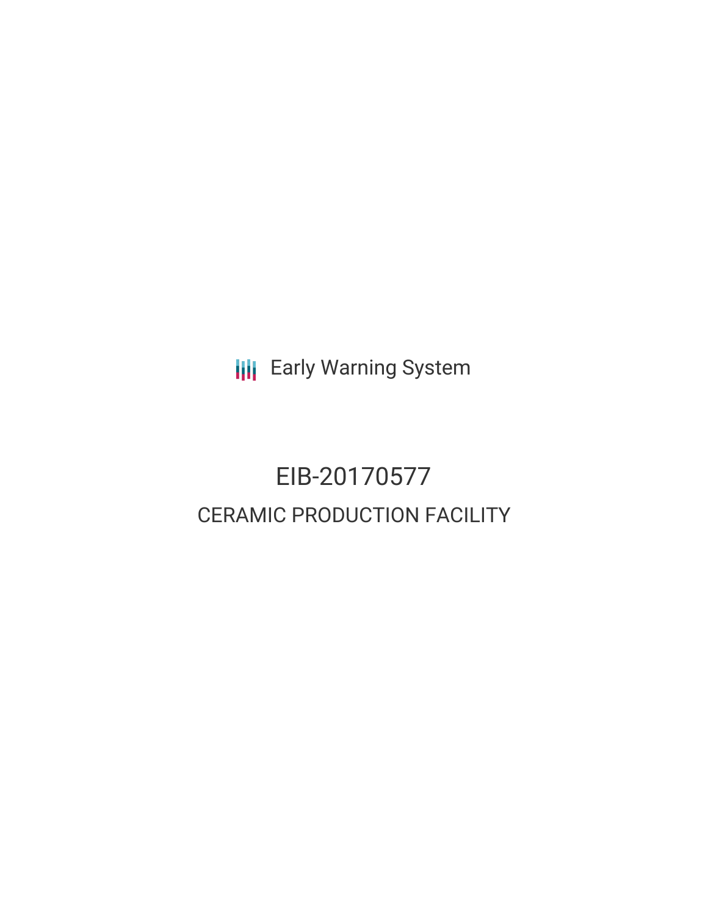Early Warning System

# EIB-20170577

## CERAMIC PRODUCTION FACILITY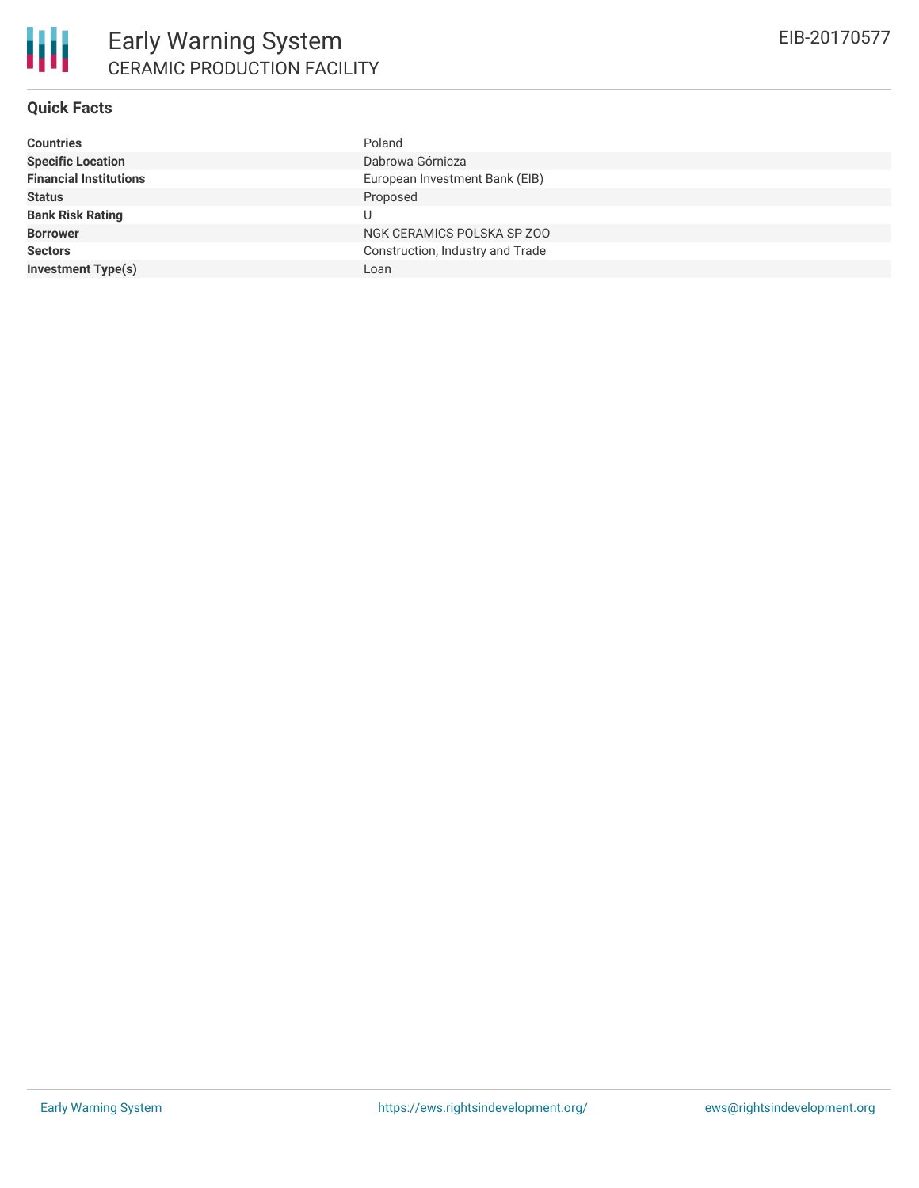# Early Warning System

## CERAMIC PRODUCTION FACILITY

EIB-20170577

### Quick Facts

| | |
|---|---|
| **Countries** | Poland |
| **Specific Location** | Dabrowa Górnicza |
| **Financial Institutions** | European Investment Bank (EIB) |
| **Status** | Proposed |
| **Bank Risk Rating** | U |
| **Borrower** | NGK CERAMICS POLSKA SP ZOO |
| **Sectors** | Construction, Industry and Trade |
| **Investment Type(s)** | Loan |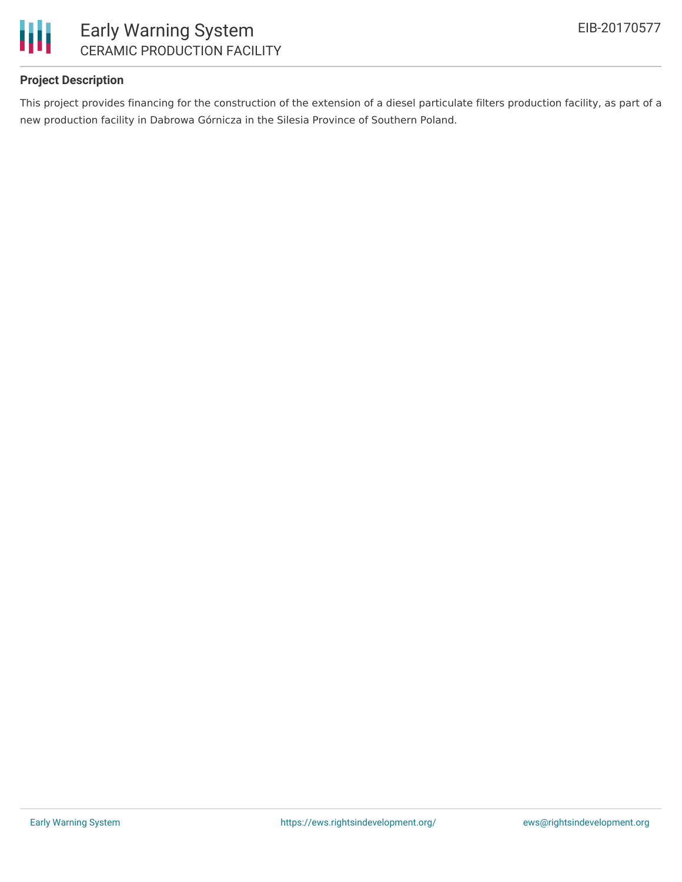**Project Description**

This project provides financing for the construction of the extension of a diesel particulate filters production facility, as part of a new production facility in Dabrowa Górnicza in the Silesia Province of Southern Poland.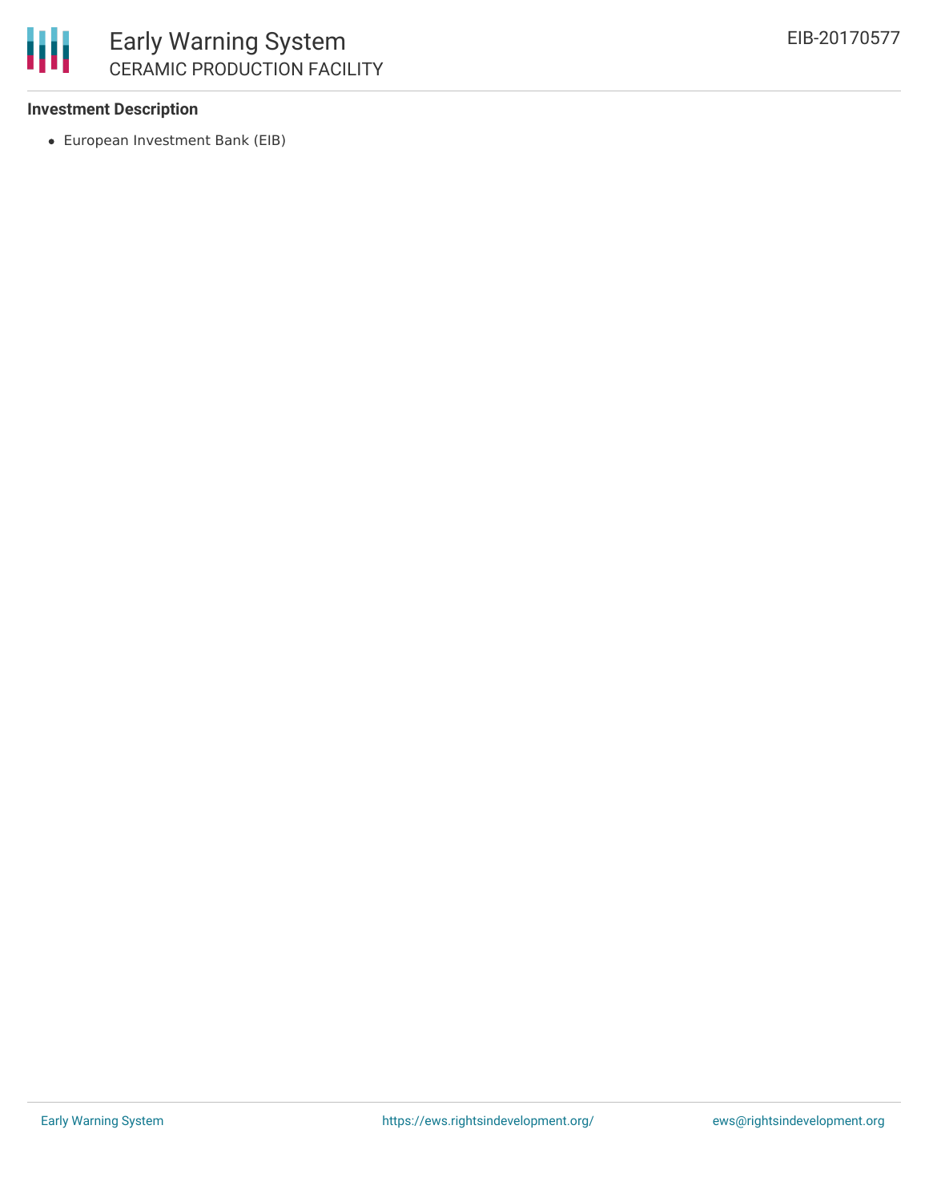### Investment Description

- European Investment Bank (EIB)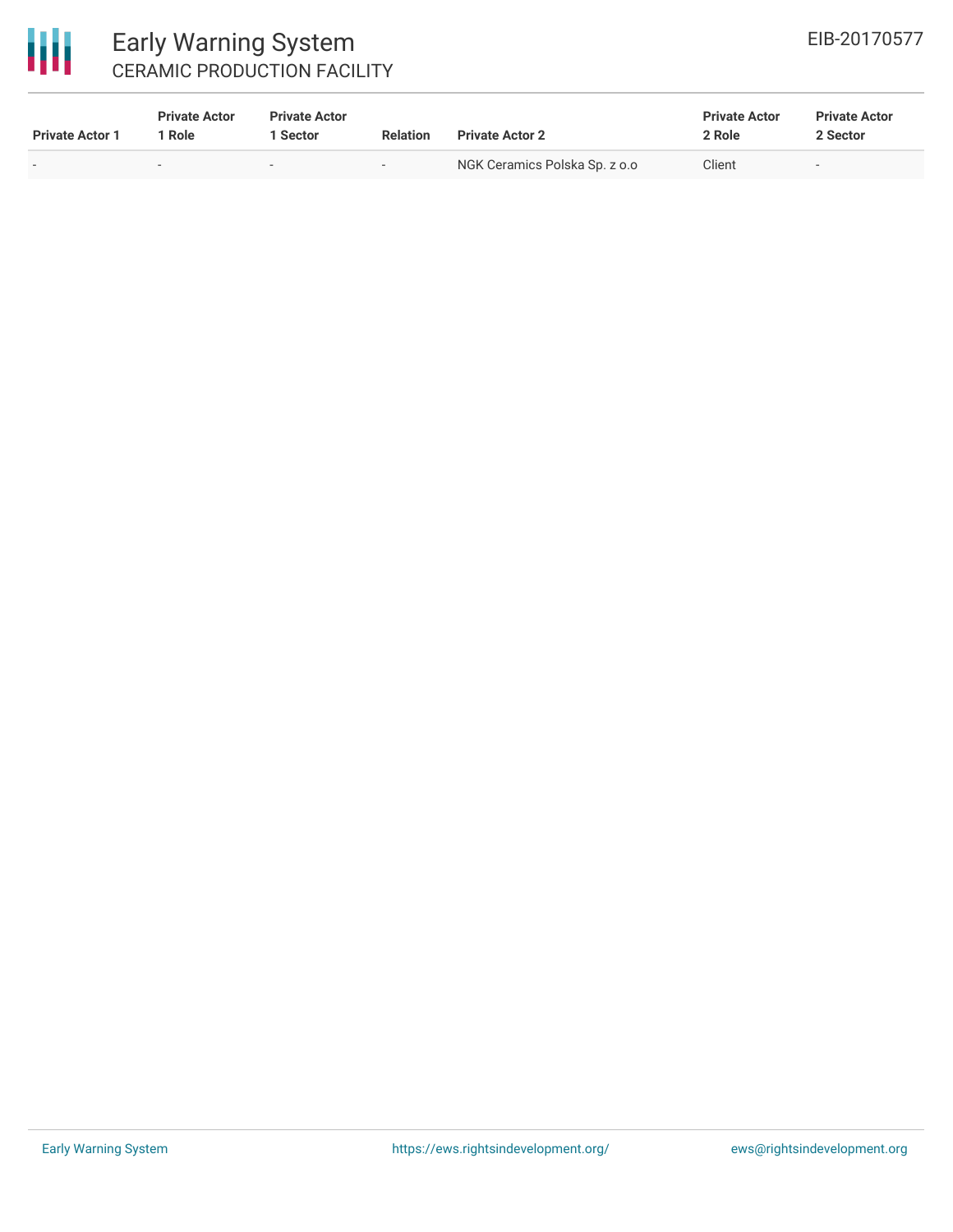| Private Actor 1 | Private Actor 1 Role | Private Actor 1 Sector | Relation | Private Actor 2 | Private Actor 2 Role | Private Actor 2 Sector |
|---|---|---|---|---|---|---|
| - | - | - | - | NGK Ceramics Polska Sp. z o.o | Client | - |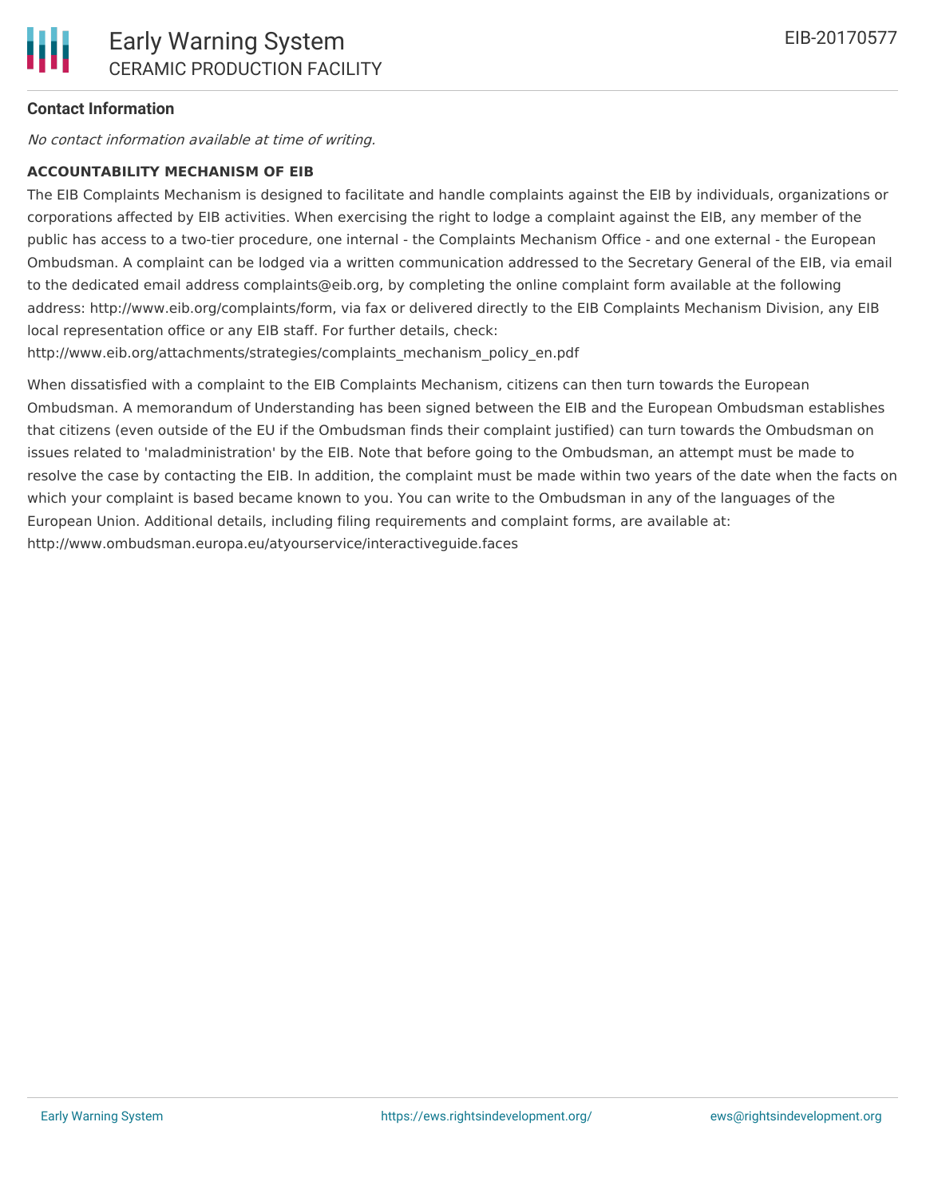**Contact Information**

*No contact information available at time of writing.*

**ACCOUNTABILITY MECHANISM OF EIB**

The EIB Complaints Mechanism is designed to facilitate and handle complaints against the EIB by individuals, organizations or corporations affected by EIB activities. When exercising the right to lodge a complaint against the EIB, any member of the public has access to a two-tier procedure, one internal - the Complaints Mechanism Office - and one external - the European Ombudsman. A complaint can be lodged via a written communication addressed to the Secretary General of the EIB, via email to the dedicated email address complaints@eib.org, by completing the online complaint form available at the following address: http://www.eib.org/complaints/form, via fax or delivered directly to the EIB Complaints Mechanism Division, any EIB local representation office or any EIB staff. For further details, check: http://www.eib.org/attachments/strategies/complaints_mechanism_policy_en.pdf

When dissatisfied with a complaint to the EIB Complaints Mechanism, citizens can then turn towards the European Ombudsman. A memorandum of Understanding has been signed between the EIB and the European Ombudsman establishes that citizens (even outside of the EU if the Ombudsman finds their complaint justified) can turn towards the Ombudsman on issues related to 'maladministration' by the EIB. Note that before going to the Ombudsman, an attempt must be made to resolve the case by contacting the EIB. In addition, the complaint must be made within two years of the date when the facts on which your complaint is based became known to you. You can write to the Ombudsman in any of the languages of the European Union. Additional details, including filing requirements and complaint forms, are available at: http://www.ombudsman.europa.eu/atyourservice/interactiveguide.faces